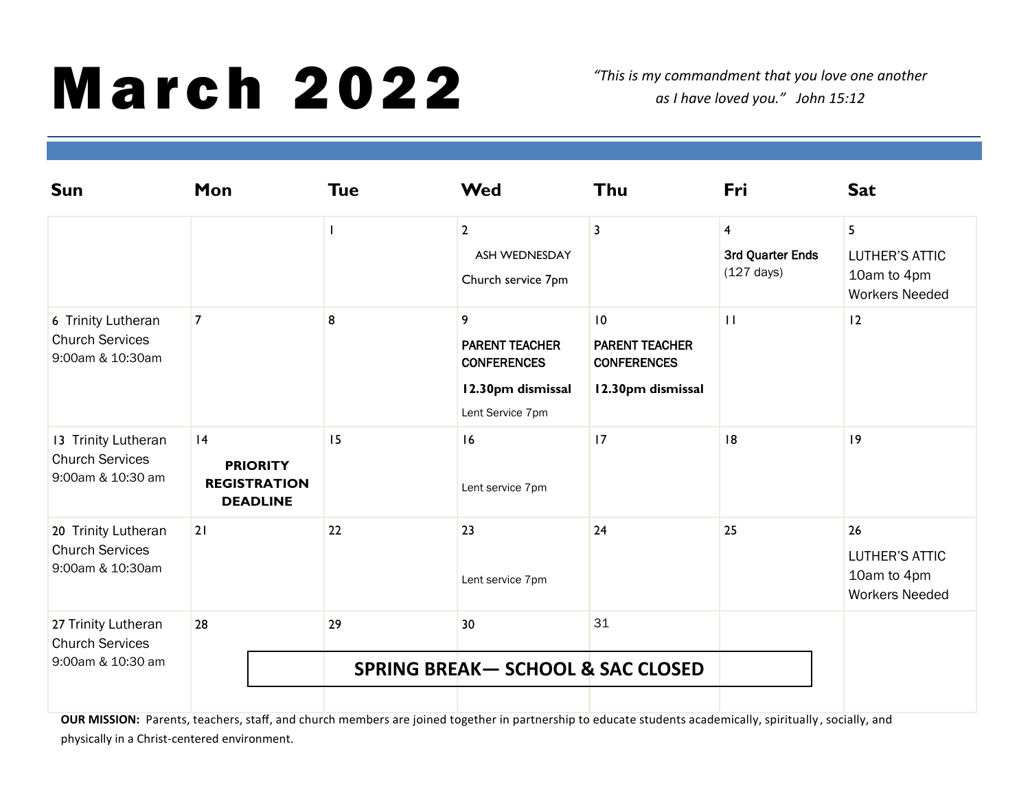# March 2022

*"This is my commandment that you love one another as I have loved you." John 15:12*

| Sun | Mon | Tue | Wed | Thu | Fri | Sat |
|---|---|---|---|---|---|---|
| | | 1 | 2<br>ASH WEDNESDAY<br>Church service 7pm | 3 | 4<br>3rd Quarter Ends<br>(127 days) | 5<br>LUTHER'S ATTIC<br>10am to 4pm<br>Workers Needed |
| 6 Trinity Lutheran Church Services<br>9:00am & 10:30am | 7 | 8 | 9<br>PARENT TEACHER CONFERENCES<br>**12.30pm dismissal**<br>Lent Service 7pm | 10<br>PARENT TEACHER CONFERENCES<br>**12.30pm dismissal** | 11 | 12 |
| 13 Trinity Lutheran Church Services<br>9:00am & 10:30 am | 14<br>**PRIORITY REGISTRATION DEADLINE** | 15 | 16<br>Lent service 7pm | 17 | 18 | 19 |
| 20 Trinity Lutheran Church Services<br>9:00am & 10:30am | 21 | 22 | 23<br>Lent service 7pm | 24 | 25 | 26<br>LUTHER'S ATTIC<br>10am to 4pm<br>Workers Needed |
| 27 Trinity Lutheran Church Services<br>9:00am & 10:30 am | 28<br>**SPRING BREAK— SCHOOL & SAC CLOSED** | 29<br>**SPRING BREAK— SCHOOL & SAC CLOSED** | 30<br>**SPRING BREAK— SCHOOL & SAC CLOSED** | 31<br>**SPRING BREAK— SCHOOL & SAC CLOSED** | **SPRING BREAK— SCHOOL & SAC CLOSED** | |

**OUR MISSION:** Parents, teachers, staff, and church members are joined together in partnership to educate students academically, spiritually, socially, and physically in a Christ-centered environment.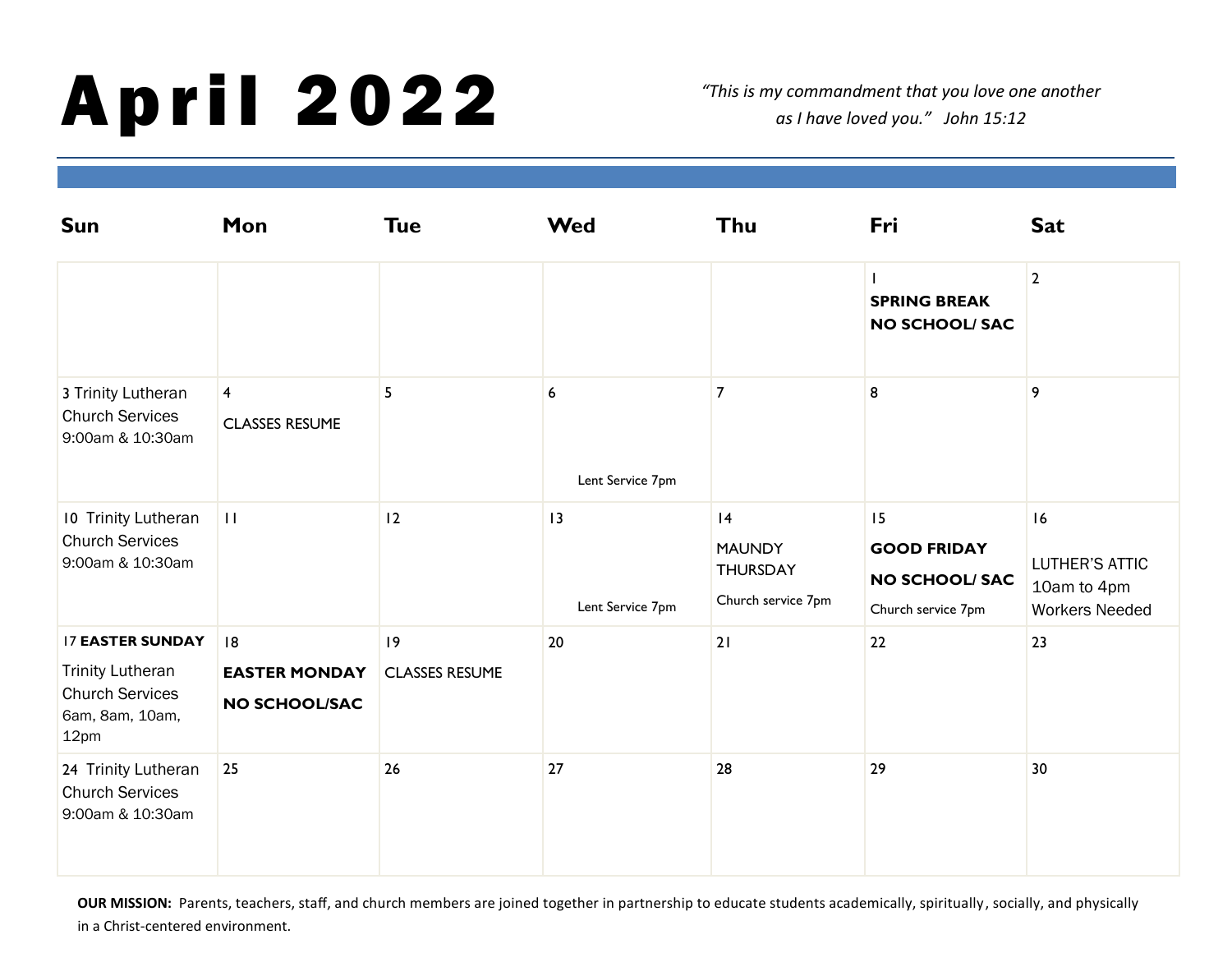# April 2022

*"This is my commandment that you love one another as I have loved you." John 15:12*

| Sun | Mon | Tue | Wed | Thu | Fri | Sat |
|---|---|---|---|---|---|---|
| | | | | | 1 **SPRING BREAK NO SCHOOL/ SAC** | 2 |
| 3 Trinity Lutheran Church Services 9:00am & 10:30am | 4 CLASSES RESUME | 5 | 6 Lent Service 7pm | 7 | 8 | 9 |
| 10 Trinity Lutheran Church Services 9:00am & 10:30am | 11 | 12 | 13 Lent Service 7pm | 14 MAUNDY THURSDAY Church service 7pm | 15 **GOOD FRIDAY NO SCHOOL/ SAC** Church service 7pm | 16 LUTHER'S ATTIC 10am to 4pm Workers Needed |
| 17 **EASTER SUNDAY** Trinity Lutheran Church Services 6am, 8am, 10am, 12pm | 18 **EASTER MONDAY NO SCHOOL/SAC** | 19 CLASSES RESUME | 20 | 21 | 22 | 23 |
| 24 Trinity Lutheran Church Services 9:00am & 10:30am | 25 | 26 | 27 | 28 | 29 | 30 |

**OUR MISSION:** Parents, teachers, staff, and church members are joined together in partnership to educate students academically, spiritually, socially, and physically in a Christ-centered environment.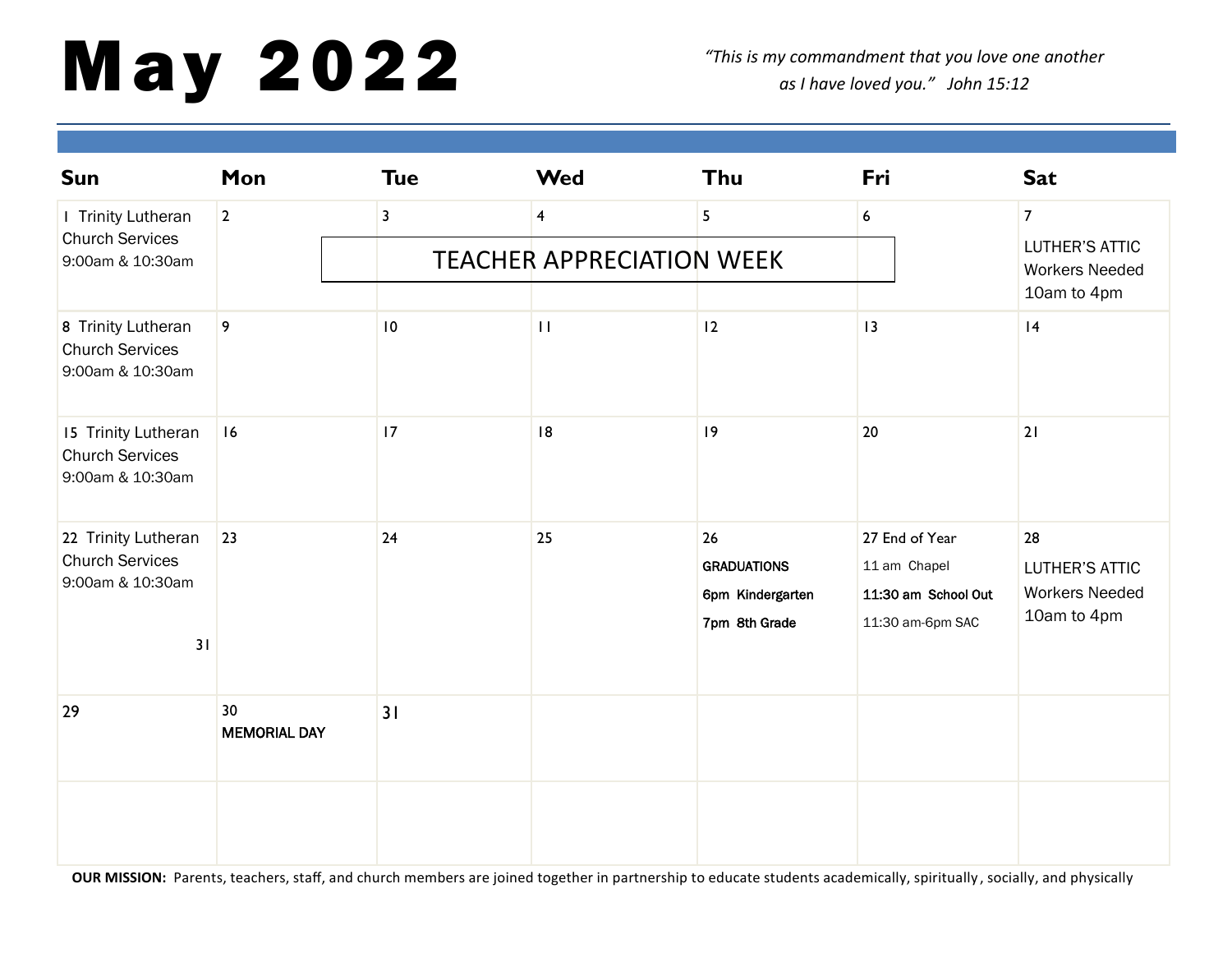# May 2022

*"This is my commandment that you love one another as I have loved you." John 15:12*

| Sun | Mon | Tue | Wed | Thu | Fri | Sat |
|---|---|---|---|---|---|---|
| 1 Trinity Lutheran Church Services 9:00am & 10:30am | 2 | 3 TEACHER APPRECIATION WEEK | 4 | 5 | 6 | 7 LUTHER'S ATTIC Workers Needed 10am to 4pm |
| 8 Trinity Lutheran Church Services 9:00am & 10:30am | 9 | 10 | 11 | 12 | 13 | 14 |
| 15 Trinity Lutheran Church Services 9:00am & 10:30am | 16 | 17 | 18 | 19 | 20 | 21 |
| 22 Trinity Lutheran Church Services 9:00am & 10:30am 31 | 23 | 24 | 25 | 26 GRADUATIONS 6pm Kindergarten 7pm 8th Grade | 27 End of Year 11 am Chapel 11:30 am School Out 11:30 am-6pm SAC | 28 LUTHER'S ATTIC Workers Needed 10am to 4pm |
| 29 | 30 MEMORIAL DAY | 31 | | | | |
| | | | | | | |

**OUR MISSION:** Parents, teachers, staff, and church members are joined together in partnership to educate students academically, spiritually, socially, and physically